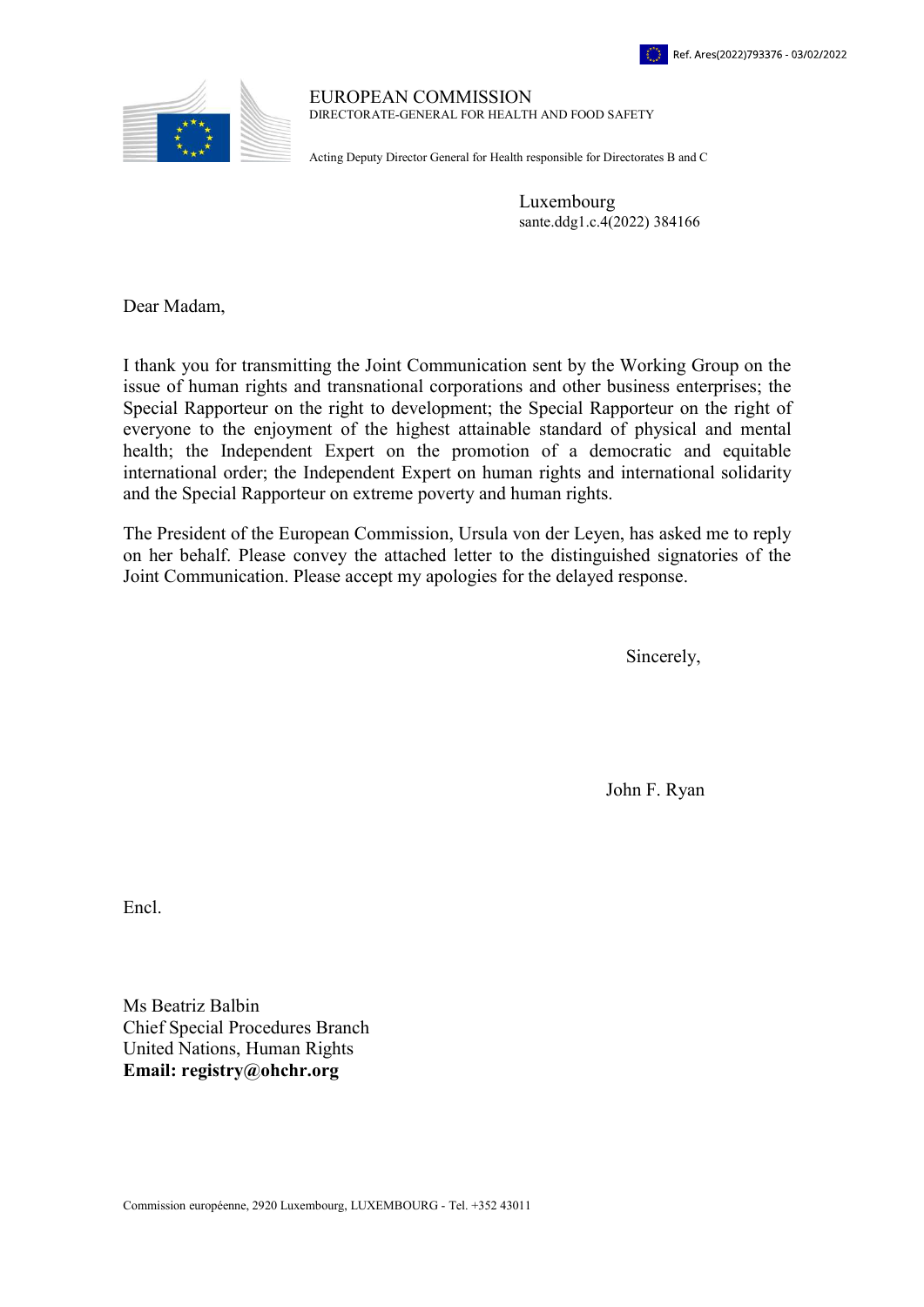Ref. Ares(2022)793376 - 03/02/2022

EUROPEAN COMMISSION
DIRECTORATE-GENERAL FOR HEALTH AND FOOD SAFETY

Acting Deputy Director General for Health responsible for Directorates B and C

Luxembourg
sante.ddg1.c.4(2022) 384166

Dear Madam,

I thank you for transmitting the Joint Communication sent by the Working Group on the issue of human rights and transnational corporations and other business enterprises; the Special Rapporteur on the right to development; the Special Rapporteur on the right of everyone to the enjoyment of the highest attainable standard of physical and mental health; the Independent Expert on the promotion of a democratic and equitable international order; the Independent Expert on human rights and international solidarity and the Special Rapporteur on extreme poverty and human rights.

The President of the European Commission, Ursula von der Leyen, has asked me to reply on her behalf. Please convey the attached letter to the distinguished signatories of the Joint Communication. Please accept my apologies for the delayed response.

Sincerely,

John F. Ryan

Encl.

Ms Beatriz Balbin
Chief Special Procedures Branch
United Nations, Human Rights
**Email: registry@ohchr.org**

Commission européenne, 2920 Luxembourg, LUXEMBOURG - Tel. +352 43011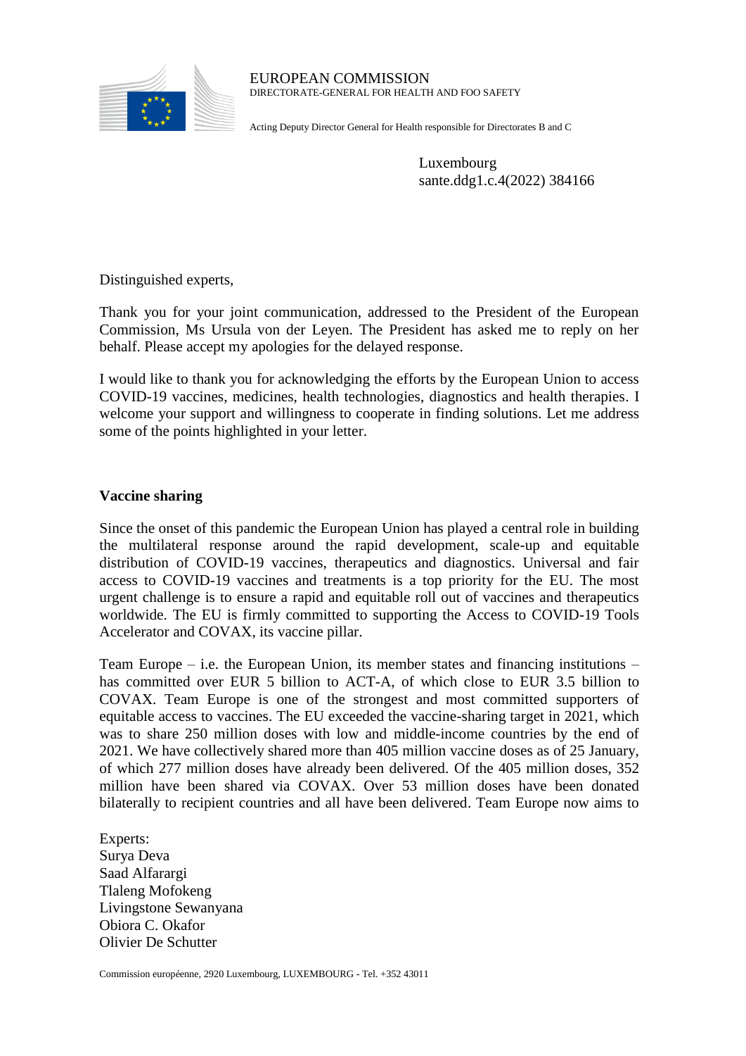EUROPEAN COMMISSION
DIRECTORATE-GENERAL FOR HEALTH AND FOO SAFETY

Acting Deputy Director General for Health responsible for Directorates B and C

Luxembourg
sante.ddg1.c.4(2022) 384166

Distinguished experts,

Thank you for your joint communication, addressed to the President of the European Commission, Ms Ursula von der Leyen. The President has asked me to reply on her behalf. Please accept my apologies for the delayed response.

I would like to thank you for acknowledging the efforts by the European Union to access COVID-19 vaccines, medicines, health technologies, diagnostics and health therapies. I welcome your support and willingness to cooperate in finding solutions. Let me address some of the points highlighted in your letter.

**Vaccine sharing**

Since the onset of this pandemic the European Union has played a central role in building the multilateral response around the rapid development, scale-up and equitable distribution of COVID-19 vaccines, therapeutics and diagnostics. Universal and fair access to COVID-19 vaccines and treatments is a top priority for the EU. The most urgent challenge is to ensure a rapid and equitable roll out of vaccines and therapeutics worldwide. The EU is firmly committed to supporting the Access to COVID-19 Tools Accelerator and COVAX, its vaccine pillar.

Team Europe – i.e. the European Union, its member states and financing institutions – has committed over EUR 5 billion to ACT-A, of which close to EUR 3.5 billion to COVAX. Team Europe is one of the strongest and most committed supporters of equitable access to vaccines. The EU exceeded the vaccine-sharing target in 2021, which was to share 250 million doses with low and middle-income countries by the end of 2021. We have collectively shared more than 405 million vaccine doses as of 25 January, of which 277 million doses have already been delivered. Of the 405 million doses, 352 million have been shared via COVAX. Over 53 million doses have been donated bilaterally to recipient countries and all have been delivered. Team Europe now aims to

Experts:
Surya Deva
Saad Alfarargi
Tlaleng Mofokeng
Livingstone Sewanyana
Obiora C. Okafor
Olivier De Schutter

Commission européenne, 2920 Luxembourg, LUXEMBOURG - Tel. +352 43011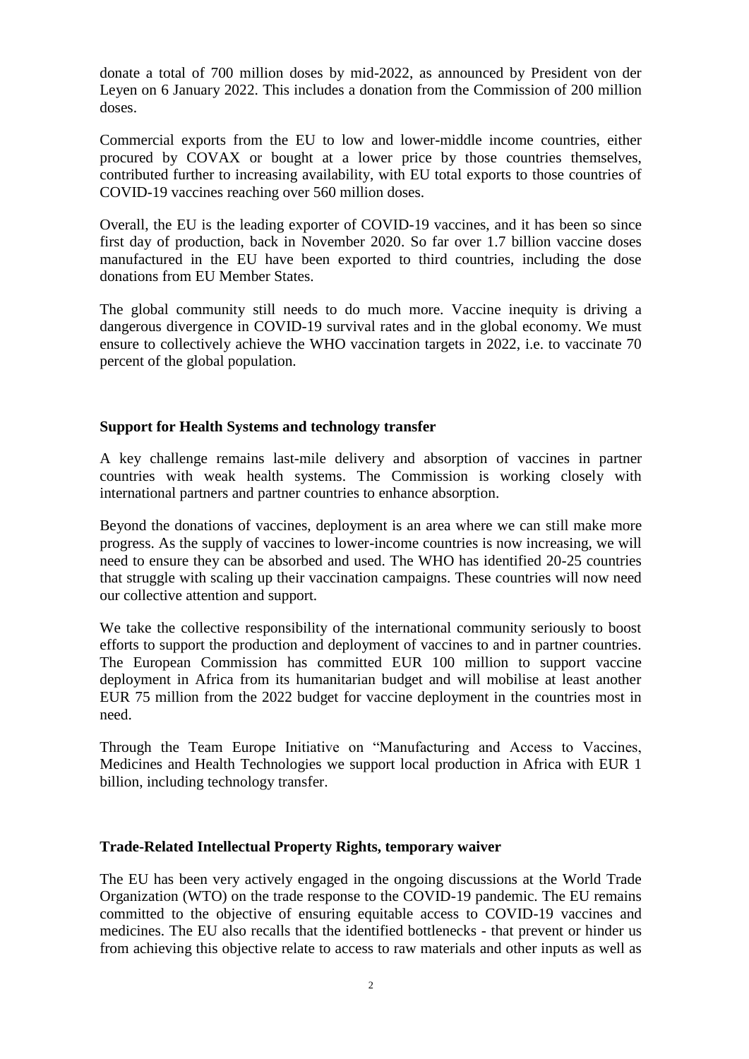donate a total of 700 million doses by mid-2022, as announced by President von der Leyen on 6 January 2022. This includes a donation from the Commission of 200 million doses.

Commercial exports from the EU to low and lower-middle income countries, either procured by COVAX or bought at a lower price by those countries themselves, contributed further to increasing availability, with EU total exports to those countries of COVID-19 vaccines reaching over 560 million doses.

Overall, the EU is the leading exporter of COVID-19 vaccines, and it has been so since first day of production, back in November 2020. So far over 1.7 billion vaccine doses manufactured in the EU have been exported to third countries, including the dose donations from EU Member States.

The global community still needs to do much more. Vaccine inequity is driving a dangerous divergence in COVID-19 survival rates and in the global economy. We must ensure to collectively achieve the WHO vaccination targets in 2022, i.e. to vaccinate 70 percent of the global population.

**Support for Health Systems and technology transfer**

A key challenge remains last-mile delivery and absorption of vaccines in partner countries with weak health systems. The Commission is working closely with international partners and partner countries to enhance absorption.

Beyond the donations of vaccines, deployment is an area where we can still make more progress. As the supply of vaccines to lower-income countries is now increasing, we will need to ensure they can be absorbed and used. The WHO has identified 20-25 countries that struggle with scaling up their vaccination campaigns. These countries will now need our collective attention and support.

We take the collective responsibility of the international community seriously to boost efforts to support the production and deployment of vaccines to and in partner countries. The European Commission has committed EUR 100 million to support vaccine deployment in Africa from its humanitarian budget and will mobilise at least another EUR 75 million from the 2022 budget for vaccine deployment in the countries most in need.

Through the Team Europe Initiative on "Manufacturing and Access to Vaccines, Medicines and Health Technologies we support local production in Africa with EUR 1 billion, including technology transfer.

**Trade-Related Intellectual Property Rights, temporary waiver**

The EU has been very actively engaged in the ongoing discussions at the World Trade Organization (WTO) on the trade response to the COVID-19 pandemic. The EU remains committed to the objective of ensuring equitable access to COVID-19 vaccines and medicines. The EU also recalls that the identified bottlenecks - that prevent or hinder us from achieving this objective relate to access to raw materials and other inputs as well as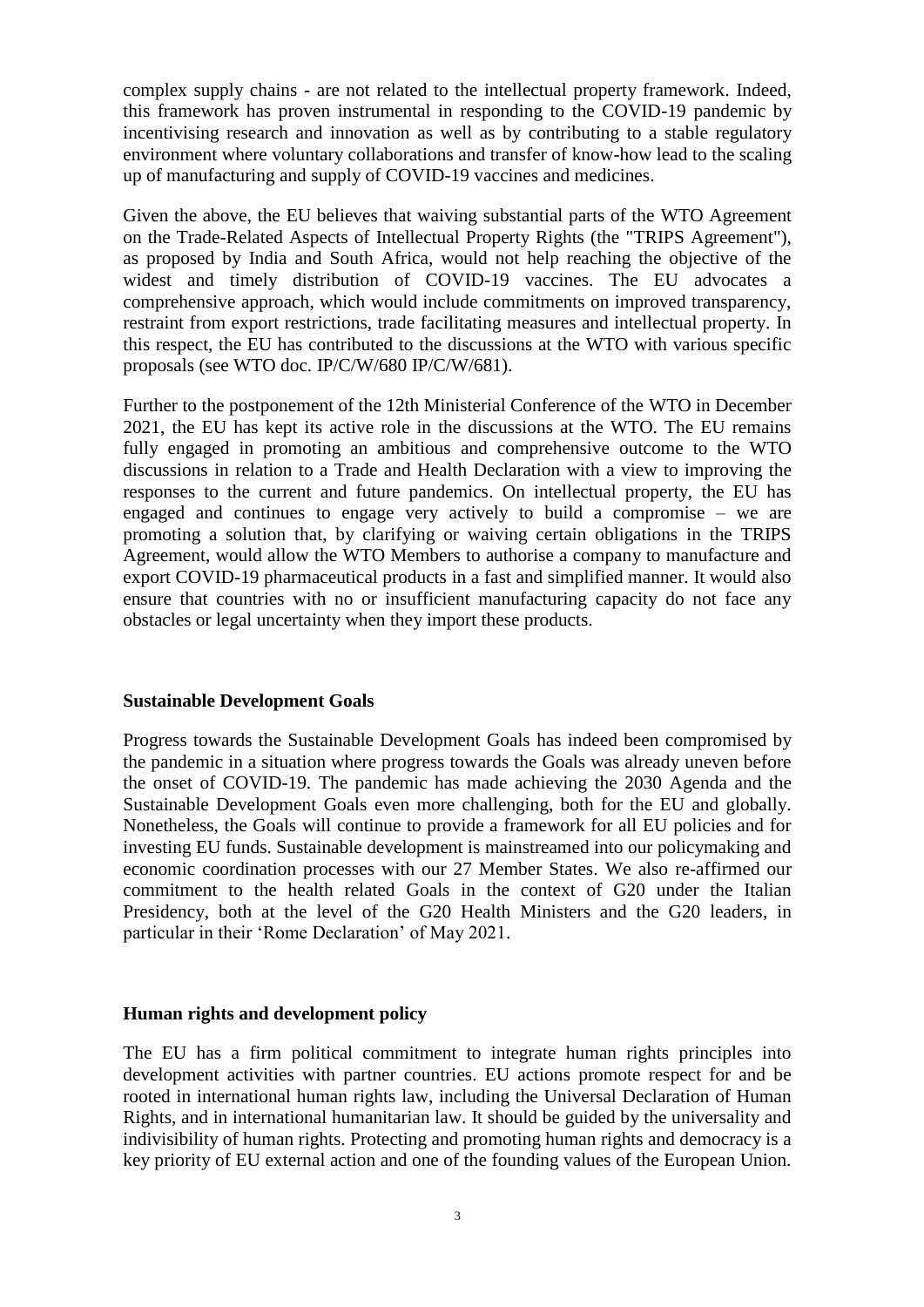complex supply chains - are not related to the intellectual property framework. Indeed, this framework has proven instrumental in responding to the COVID-19 pandemic by incentivising research and innovation as well as by contributing to a stable regulatory environment where voluntary collaborations and transfer of know-how lead to the scaling up of manufacturing and supply of COVID-19 vaccines and medicines.

Given the above, the EU believes that waiving substantial parts of the WTO Agreement on the Trade-Related Aspects of Intellectual Property Rights (the "TRIPS Agreement"), as proposed by India and South Africa, would not help reaching the objective of the widest and timely distribution of COVID-19 vaccines. The EU advocates a comprehensive approach, which would include commitments on improved transparency, restraint from export restrictions, trade facilitating measures and intellectual property. In this respect, the EU has contributed to the discussions at the WTO with various specific proposals (see WTO doc. IP/C/W/680 IP/C/W/681).

Further to the postponement of the 12th Ministerial Conference of the WTO in December 2021, the EU has kept its active role in the discussions at the WTO. The EU remains fully engaged in promoting an ambitious and comprehensive outcome to the WTO discussions in relation to a Trade and Health Declaration with a view to improving the responses to the current and future pandemics. On intellectual property, the EU has engaged and continues to engage very actively to build a compromise – we are promoting a solution that, by clarifying or waiving certain obligations in the TRIPS Agreement, would allow the WTO Members to authorise a company to manufacture and export COVID-19 pharmaceutical products in a fast and simplified manner. It would also ensure that countries with no or insufficient manufacturing capacity do not face any obstacles or legal uncertainty when they import these products.

**Sustainable Development Goals**

Progress towards the Sustainable Development Goals has indeed been compromised by the pandemic in a situation where progress towards the Goals was already uneven before the onset of COVID-19. The pandemic has made achieving the 2030 Agenda and the Sustainable Development Goals even more challenging, both for the EU and globally. Nonetheless, the Goals will continue to provide a framework for all EU policies and for investing EU funds. Sustainable development is mainstreamed into our policymaking and economic coordination processes with our 27 Member States. We also re-affirmed our commitment to the health related Goals in the context of G20 under the Italian Presidency, both at the level of the G20 Health Ministers and the G20 leaders, in particular in their 'Rome Declaration' of May 2021.

**Human rights and development policy**

The EU has a firm political commitment to integrate human rights principles into development activities with partner countries. EU actions promote respect for and be rooted in international human rights law, including the Universal Declaration of Human Rights, and in international humanitarian law. It should be guided by the universality and indivisibility of human rights. Protecting and promoting human rights and democracy is a key priority of EU external action and one of the founding values of the European Union.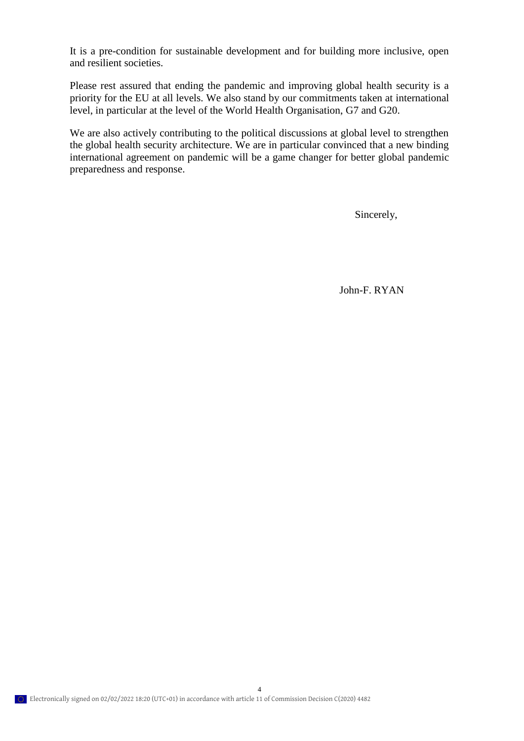It is a pre-condition for sustainable development and for building more inclusive, open and resilient societies.

Please rest assured that ending the pandemic and improving global health security is a priority for the EU at all levels. We also stand by our commitments taken at international level, in particular at the level of the World Health Organisation, G7 and G20.

We are also actively contributing to the political discussions at global level to strengthen the global health security architecture. We are in particular convinced that a new binding international agreement on pandemic will be a game changer for better global pandemic preparedness and response.

Sincerely,

John-F. RYAN

Electronically signed on 02/02/2022 18:20 (UTC+01) in accordance with article 11 of Commission Decision C(2020) 4482